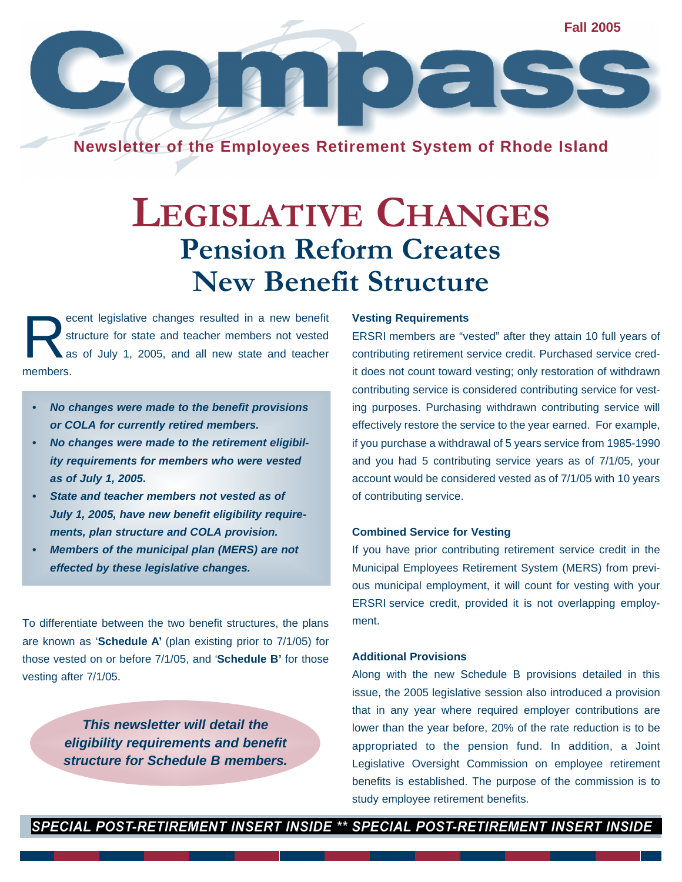Fall 2005

# Compass

**Newsletter of the Employees Retirement System of Rhode Island**

# LEGISLATIVE CHANGES

## Pension Reform Creates New Benefit Structure

Recent legislative changes resulted in a new benefit structure for state and teacher members not vested as of July 1, 2005, and all new state and teacher members.

- ***No changes were made to the benefit provisions or COLA for currently retired members.***
- ***No changes were made to the retirement eligibility requirements for members who were vested as of July 1, 2005.***
- ***State and teacher members not vested as of July 1, 2005, have new benefit eligibility requirements, plan structure and COLA provision.***
- ***Members of the municipal plan (MERS) are not effected by these legislative changes.***

To differentiate between the two benefit structures, the plans are known as '**Schedule A'** (plan existing prior to 7/1/05) for those vested on or before 7/1/05, and '**Schedule B'** for those vesting after 7/1/05.

***This newsletter will detail the eligibility requirements and benefit structure for Schedule B members.***

### Vesting Requirements

ERSRI members are "vested" after they attain 10 full years of contributing retirement service credit. Purchased service credit does not count toward vesting; only restoration of withdrawn contributing service is considered contributing service for vesting purposes. Purchasing withdrawn contributing service will effectively restore the service to the year earned. For example, if you purchase a withdrawal of 5 years service from 1985-1990 and you had 5 contributing service years as of 7/1/05, your account would be considered vested as of 7/1/05 with 10 years of contributing service.

### Combined Service for Vesting

If you have prior contributing retirement service credit in the Municipal Employees Retirement System (MERS) from previous municipal employment, it will count for vesting with your ERSRI service credit, provided it is not overlapping employment.

### Additional Provisions

Along with the new Schedule B provisions detailed in this issue, the 2005 legislative session also introduced a provision that in any year where required employer contributions are lower than the year before, 20% of the rate reduction is to be appropriated to the pension fund. In addition, a Joint Legislative Oversight Commission on employee retirement benefits is established. The purpose of the commission is to study employee retirement benefits.

***SPECIAL POST-RETIREMENT INSERT INSIDE \*\* SPECIAL POST-RETIREMENT INSERT INSIDE***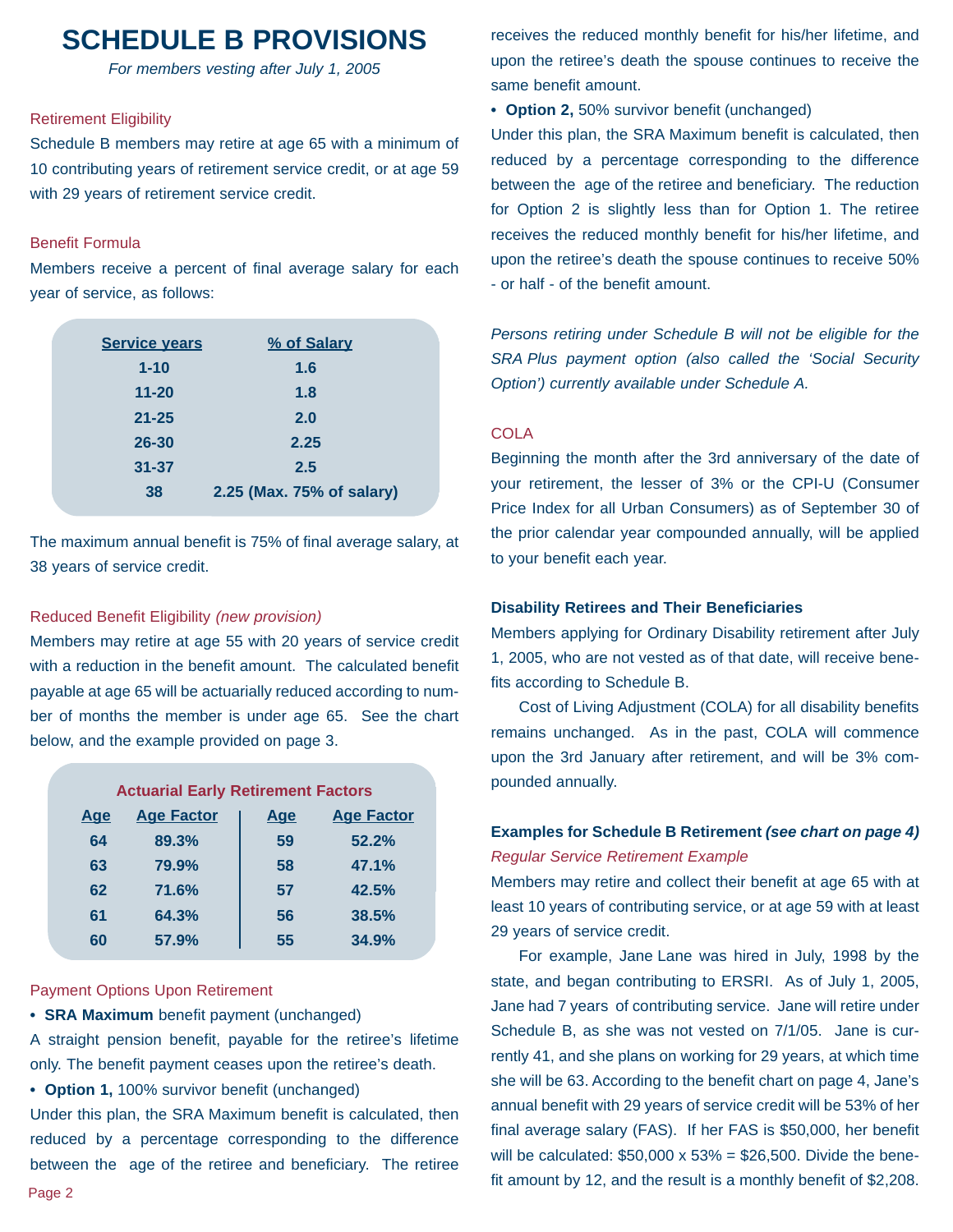# SCHEDULE B PROVISIONS

*For members vesting after July 1, 2005*

## Retirement Eligibility

Schedule B members may retire at age 65 with a minimum of 10 contributing years of retirement service credit, or at age 59 with 29 years of retirement service credit.

## Benefit Formula

Members receive a percent of final average salary for each year of service, as follows:

| Service years | % of Salary |
|---|---|
| 1-10 | 1.6 |
| 11-20 | 1.8 |
| 21-25 | 2.0 |
| 26-30 | 2.25 |
| 31-37 | 2.5 |
| 38 | 2.25 (Max. 75% of salary) |

The maximum annual benefit is 75% of final average salary, at 38 years of service credit.

## Reduced Benefit Eligibility *(new provision)*

Members may retire at age 55 with 20 years of service credit with a reduction in the benefit amount. The calculated benefit payable at age 65 will be actuarially reduced according to number of months the member is under age 65. See the chart below, and the example provided on page 3.

**Actuarial Early Retirement Factors**

| Age | Age Factor | Age | Age Factor |
|---|---|---|---|
| 64 | 89.3% | 59 | 52.2% |
| 63 | 79.9% | 58 | 47.1% |
| 62 | 71.6% | 57 | 42.5% |
| 61 | 64.3% | 56 | 38.5% |
| 60 | 57.9% | 55 | 34.9% |

## Payment Options Upon Retirement

- **SRA Maximum** benefit payment (unchanged)

A straight pension benefit, payable for the retiree's lifetime only. The benefit payment ceases upon the retiree's death.

- **Option 1,** 100% survivor benefit (unchanged)

Under this plan, the SRA Maximum benefit is calculated, then reduced by a percentage corresponding to the difference between the age of the retiree and beneficiary. The retiree receives the reduced monthly benefit for his/her lifetime, and upon the retiree's death the spouse continues to receive the same benefit amount.

- **Option 2,** 50% survivor benefit (unchanged)

Under this plan, the SRA Maximum benefit is calculated, then reduced by a percentage corresponding to the difference between the age of the retiree and beneficiary. The reduction for Option 2 is slightly less than for Option 1. The retiree receives the reduced monthly benefit for his/her lifetime, and upon the retiree's death the spouse continues to receive 50% - or half - of the benefit amount.

*Persons retiring under Schedule B will not be eligible for the SRA Plus payment option (also called the 'Social Security Option') currently available under Schedule A.*

## COLA

Beginning the month after the 3rd anniversary of the date of your retirement, the lesser of 3% or the CPI-U (Consumer Price Index for all Urban Consumers) as of September 30 of the prior calendar year compounded annually, will be applied to your benefit each year.

### Disability Retirees and Their Beneficiaries

Members applying for Ordinary Disability retirement after July 1, 2005, who are not vested as of that date, will receive benefits according to Schedule B.

Cost of Living Adjustment (COLA) for all disability benefits remains unchanged. As in the past, COLA will commence upon the 3rd January after retirement, and will be 3% compounded annually.

### Examples for Schedule B Retirement *(see chart on page 4)*

*Regular Service Retirement Example*

Members may retire and collect their benefit at age 65 with at least 10 years of contributing service, or at age 59 with at least 29 years of service credit.

For example, Jane Lane was hired in July, 1998 by the state, and began contributing to ERSRI. As of July 1, 2005, Jane had 7 years of contributing service. Jane will retire under Schedule B, as she was not vested on 7/1/05. Jane is currently 41, and she plans on working for 29 years, at which time she will be 63. According to the benefit chart on page 4, Jane's annual benefit with 29 years of service credit will be 53% of her final average salary (FAS). If her FAS is $50,000, her benefit will be calculated: $50,000 x 53% = $26,500. Divide the benefit amount by 12, and the result is a monthly benefit of $2,208.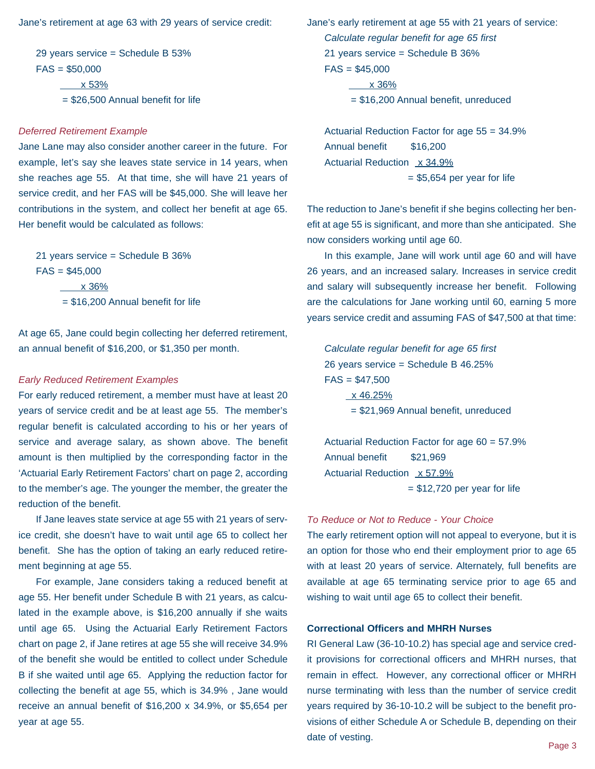Jane's retirement at age 63 with 29 years of service credit:

29 years service = Schedule B 53%
FAS = $50,000
x 53%
= $26,500 Annual benefit for life

*Deferred Retirement Example*

Jane Lane may also consider another career in the future. For example, let's say she leaves state service in 14 years, when she reaches age 55. At that time, she will have 21 years of service credit, and her FAS will be $45,000. She will leave her contributions in the system, and collect her benefit at age 65. Her benefit would be calculated as follows:

21 years service = Schedule B 36%
FAS = $45,000
x 36%
= $16,200 Annual benefit for life

At age 65, Jane could begin collecting her deferred retirement, an annual benefit of $16,200, or $1,350 per month.

*Early Reduced Retirement Examples*

For early reduced retirement, a member must have at least 20 years of service credit and be at least age 55. The member's regular benefit is calculated according to his or her years of service and average salary, as shown above. The benefit amount is then multiplied by the corresponding factor in the 'Actuarial Early Retirement Factors' chart on page 2, according to the member's age. The younger the member, the greater the reduction of the benefit.

If Jane leaves state service at age 55 with 21 years of service credit, she doesn't have to wait until age 65 to collect her benefit. She has the option of taking an early reduced retirement beginning at age 55.

For example, Jane considers taking a reduced benefit at age 55. Her benefit under Schedule B with 21 years, as calculated in the example above, is $16,200 annually if she waits until age 65. Using the Actuarial Early Retirement Factors chart on page 2, if Jane retires at age 55 she will receive 34.9% of the benefit she would be entitled to collect under Schedule B if she waited until age 65. Applying the reduction factor for collecting the benefit at age 55, which is 34.9% , Jane would receive an annual benefit of $16,200 x 34.9%, or $5,654 per year at age 55.

Jane's early retirement at age 55 with 21 years of service:

*Calculate regular benefit for age 65 first*
21 years service = Schedule B 36%
FAS = $45,000
x 36%
= $16,200 Annual benefit, unreduced

Actuarial Reduction Factor for age 55 = 34.9%
Annual benefit $16,200
Actuarial Reduction x 34.9%
= $5,654 per year for life

The reduction to Jane's benefit if she begins collecting her benefit at age 55 is significant, and more than she anticipated. She now considers working until age 60.

In this example, Jane will work until age 60 and will have 26 years, and an increased salary. Increases in service credit and salary will subsequently increase her benefit. Following are the calculations for Jane working until 60, earning 5 more years service credit and assuming FAS of $47,500 at that time:

*Calculate regular benefit for age 65 first*
26 years service = Schedule B 46.25%
FAS = $47,500
x 46.25%
= $21,969 Annual benefit, unreduced

Actuarial Reduction Factor for age 60 = 57.9%
Annual benefit $21,969
Actuarial Reduction x 57.9%
= $12,720 per year for life

*To Reduce or Not to Reduce - Your Choice*

The early retirement option will not appeal to everyone, but it is an option for those who end their employment prior to age 65 with at least 20 years of service. Alternately, full benefits are available at age 65 terminating service prior to age 65 and wishing to wait until age 65 to collect their benefit.

**Correctional Officers and MHRH Nurses**

RI General Law (36-10-10.2) has special age and service credit provisions for correctional officers and MHRH nurses, that remain in effect. However, any correctional officer or MHRH nurse terminating with less than the number of service credit years required by 36-10-10.2 will be subject to the benefit provisions of either Schedule A or Schedule B, depending on their date of vesting.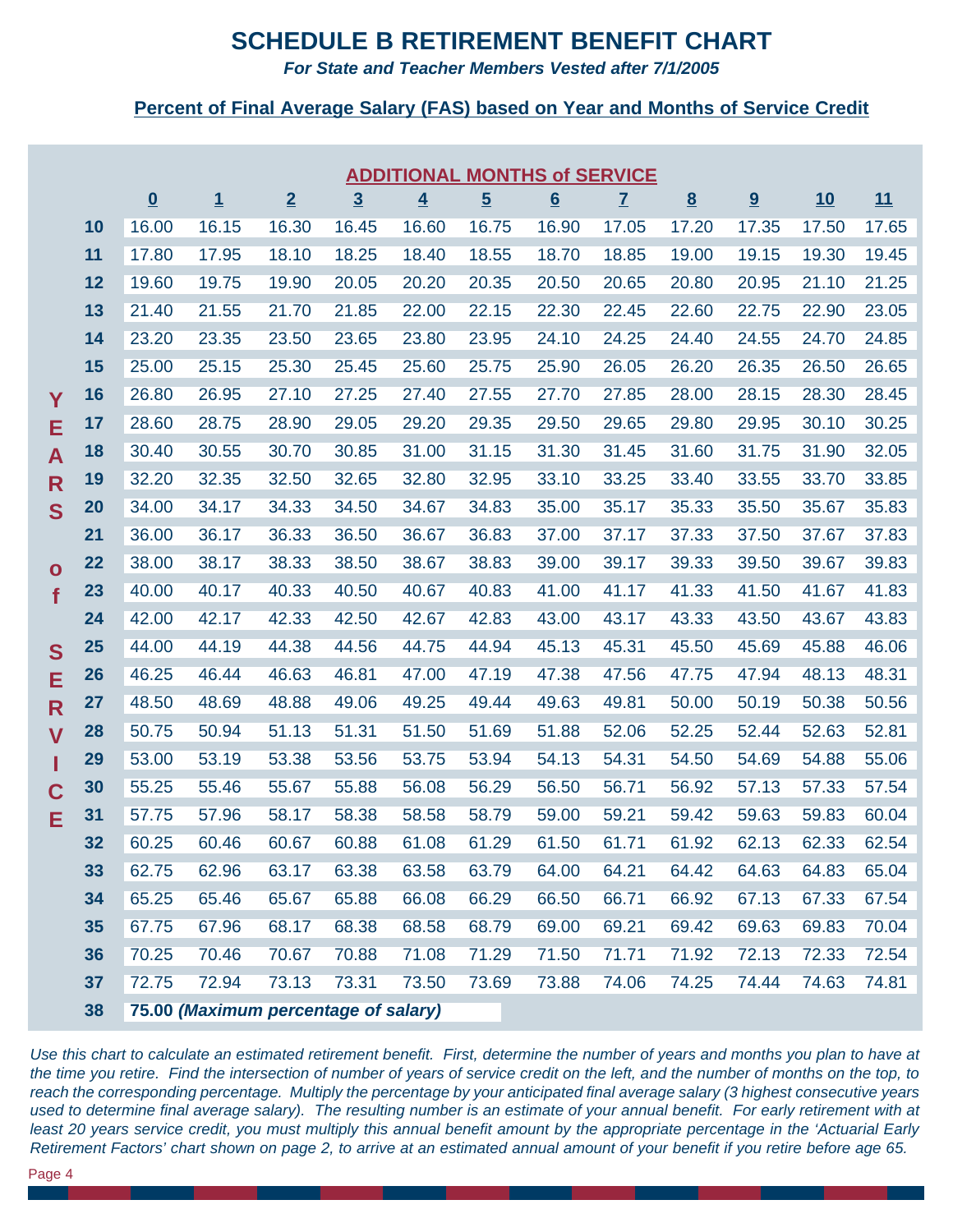# SCHEDULE B RETIREMENT BENEFIT CHART

***For State and Teacher Members Vested after 7/1/2005***

## Percent of Final Average Salary (FAS) based on Year and Months of Service Credit

| YEARS of SERVICE | ADDITIONAL MONTHS of SERVICE | | | | | | | | | | | |
|---|---|---|---|---|---|---|---|---|---|---|---|---|
| | **0** | **1** | **2** | **3** | **4** | **5** | **6** | **7** | **8** | **9** | **10** | **11** |
| **10** | 16.00 | 16.15 | 16.30 | 16.45 | 16.60 | 16.75 | 16.90 | 17.05 | 17.20 | 17.35 | 17.50 | 17.65 |
| **11** | 17.80 | 17.95 | 18.10 | 18.25 | 18.40 | 18.55 | 18.70 | 18.85 | 19.00 | 19.15 | 19.30 | 19.45 |
| **12** | 19.60 | 19.75 | 19.90 | 20.05 | 20.20 | 20.35 | 20.50 | 20.65 | 20.80 | 20.95 | 21.10 | 21.25 |
| **13** | 21.40 | 21.55 | 21.70 | 21.85 | 22.00 | 22.15 | 22.30 | 22.45 | 22.60 | 22.75 | 22.90 | 23.05 |
| **14** | 23.20 | 23.35 | 23.50 | 23.65 | 23.80 | 23.95 | 24.10 | 24.25 | 24.40 | 24.55 | 24.70 | 24.85 |
| **15** | 25.00 | 25.15 | 25.30 | 25.45 | 25.60 | 25.75 | 25.90 | 26.05 | 26.20 | 26.35 | 26.50 | 26.65 |
| **16** | 26.80 | 26.95 | 27.10 | 27.25 | 27.40 | 27.55 | 27.70 | 27.85 | 28.00 | 28.15 | 28.30 | 28.45 |
| **17** | 28.60 | 28.75 | 28.90 | 29.05 | 29.20 | 29.35 | 29.50 | 29.65 | 29.80 | 29.95 | 30.10 | 30.25 |
| **18** | 30.40 | 30.55 | 30.70 | 30.85 | 31.00 | 31.15 | 31.30 | 31.45 | 31.60 | 31.75 | 31.90 | 32.05 |
| **19** | 32.20 | 32.35 | 32.50 | 32.65 | 32.80 | 32.95 | 33.10 | 33.25 | 33.40 | 33.55 | 33.70 | 33.85 |
| **20** | 34.00 | 34.17 | 34.33 | 34.50 | 34.67 | 34.83 | 35.00 | 35.17 | 35.33 | 35.50 | 35.67 | 35.83 |
| **21** | 36.00 | 36.17 | 36.33 | 36.50 | 36.67 | 36.83 | 37.00 | 37.17 | 37.33 | 37.50 | 37.67 | 37.83 |
| **22** | 38.00 | 38.17 | 38.33 | 38.50 | 38.67 | 38.83 | 39.00 | 39.17 | 39.33 | 39.50 | 39.67 | 39.83 |
| **23** | 40.00 | 40.17 | 40.33 | 40.50 | 40.67 | 40.83 | 41.00 | 41.17 | 41.33 | 41.50 | 41.67 | 41.83 |
| **24** | 42.00 | 42.17 | 42.33 | 42.50 | 42.67 | 42.83 | 43.00 | 43.17 | 43.33 | 43.50 | 43.67 | 43.83 |
| **25** | 44.00 | 44.19 | 44.38 | 44.56 | 44.75 | 44.94 | 45.13 | 45.31 | 45.50 | 45.69 | 45.88 | 46.06 |
| **26** | 46.25 | 46.44 | 46.63 | 46.81 | 47.00 | 47.19 | 47.38 | 47.56 | 47.75 | 47.94 | 48.13 | 48.31 |
| **27** | 48.50 | 48.69 | 48.88 | 49.06 | 49.25 | 49.44 | 49.63 | 49.81 | 50.00 | 50.19 | 50.38 | 50.56 |
| **28** | 50.75 | 50.94 | 51.13 | 51.31 | 51.50 | 51.69 | 51.88 | 52.06 | 52.25 | 52.44 | 52.63 | 52.81 |
| **29** | 53.00 | 53.19 | 53.38 | 53.56 | 53.75 | 53.94 | 54.13 | 54.31 | 54.50 | 54.69 | 54.88 | 55.06 |
| **30** | 55.25 | 55.46 | 55.67 | 55.88 | 56.08 | 56.29 | 56.50 | 56.71 | 56.92 | 57.13 | 57.33 | 57.54 |
| **31** | 57.75 | 57.96 | 58.17 | 58.38 | 58.58 | 58.79 | 59.00 | 59.21 | 59.42 | 59.63 | 59.83 | 60.04 |
| **32** | 60.25 | 60.46 | 60.67 | 60.88 | 61.08 | 61.29 | 61.50 | 61.71 | 61.92 | 62.13 | 62.33 | 62.54 |
| **33** | 62.75 | 62.96 | 63.17 | 63.38 | 63.58 | 63.79 | 64.00 | 64.21 | 64.42 | 64.63 | 64.83 | 65.04 |
| **34** | 65.25 | 65.46 | 65.67 | 65.88 | 66.08 | 66.29 | 66.50 | 66.71 | 66.92 | 67.13 | 67.33 | 67.54 |
| **35** | 67.75 | 67.96 | 68.17 | 68.38 | 68.58 | 68.79 | 69.00 | 69.21 | 69.42 | 69.63 | 69.83 | 70.04 |
| **36** | 70.25 | 70.46 | 70.67 | 70.88 | 71.08 | 71.29 | 71.50 | 71.71 | 71.92 | 72.13 | 72.33 | 72.54 |
| **37** | 72.75 | 72.94 | 73.13 | 73.31 | 73.50 | 73.69 | 73.88 | 74.06 | 74.25 | 74.44 | 74.63 | 74.81 |
| **38** | **75.00 *(Maximum percentage of salary)*** | | | | | | | | | | | |

*Use this chart to calculate an estimated retirement benefit. First, determine the number of years and months you plan to have at the time you retire. Find the intersection of number of years of service credit on the left, and the number of months on the top, to reach the corresponding percentage. Multiply the percentage by your anticipated final average salary (3 highest consecutive years used to determine final average salary). The resulting number is an estimate of your annual benefit. For early retirement with at least 20 years service credit, you must multiply this annual benefit amount by the appropriate percentage in the 'Actuarial Early Retirement Factors' chart shown on page 2, to arrive at an estimated annual amount of your benefit if you retire before age 65.*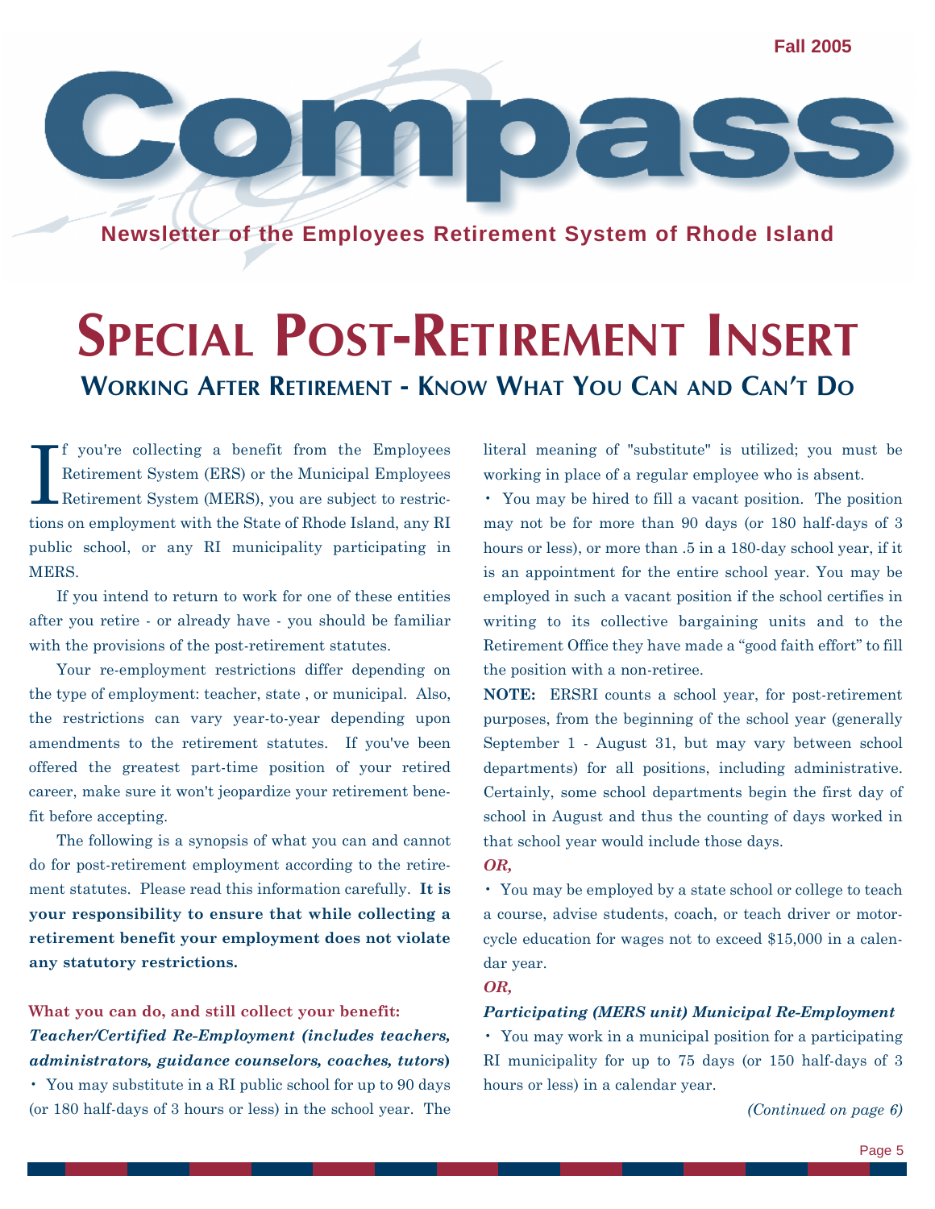Fall 2005

# Compass

**Newsletter of the Employees Retirement System of Rhode Island**

# Special Post-Retirement Insert

## Working After Retirement - Know What You Can and Can't Do

If you're collecting a benefit from the Employees Retirement System (ERS) or the Municipal Employees Retirement System (MERS), you are subject to restrictions on employment with the State of Rhode Island, any RI public school, or any RI municipality participating in MERS.

If you intend to return to work for one of these entities after you retire - or already have - you should be familiar with the provisions of the post-retirement statutes.

Your re-employment restrictions differ depending on the type of employment: teacher, state , or municipal. Also, the restrictions can vary year-to-year depending upon amendments to the retirement statutes. If you've been offered the greatest part-time position of your retired career, make sure it won't jeopardize your retirement benefit before accepting.

The following is a synopsis of what you can and cannot do for post-retirement employment according to the retirement statutes. Please read this information carefully. **It is your responsibility to ensure that while collecting a retirement benefit your employment does not violate any statutory restrictions.**

**What you can do, and still collect your benefit:**

***Teacher/Certified Re-Employment (includes teachers, administrators, guidance counselors, coaches, tutors)***

- You may substitute in a RI public school for up to 90 days (or 180 half-days of 3 hours or less) in the school year. The literal meaning of "substitute" is utilized; you must be working in place of a regular employee who is absent.
- You may be hired to fill a vacant position. The position may not be for more than 90 days (or 180 half-days of 3 hours or less), or more than .5 in a 180-day school year, if it is an appointment for the entire school year. You may be employed in such a vacant position if the school certifies in writing to its collective bargaining units and to the Retirement Office they have made a "good faith effort" to fill the position with a non-retiree.

**NOTE:** ERSRI counts a school year, for post-retirement purposes, from the beginning of the school year (generally September 1 - August 31, but may vary between school departments) for all positions, including administrative. Certainly, some school departments begin the first day of school in August and thus the counting of days worked in that school year would include those days.

***OR,***

- You may be employed by a state school or college to teach a course, advise students, coach, or teach driver or motorcycle education for wages not to exceed $15,000 in a calendar year.

***OR,***

***Participating (MERS unit) Municipal Re-Employment***

- You may work in a municipal position for a participating RI municipality for up to 75 days (or 150 half-days of 3 hours or less) in a calendar year.

*(Continued on page 6)*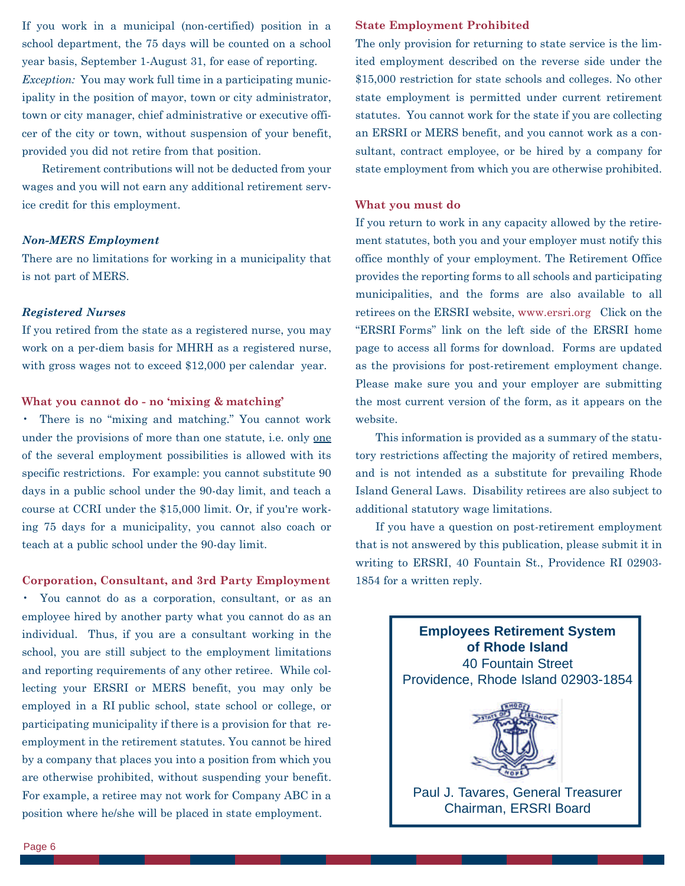If you work in a municipal (non-certified) position in a school department, the 75 days will be counted on a school year basis, September 1-August 31, for ease of reporting.

*Exception:* You may work full time in a participating municipality in the position of mayor, town or city administrator, town or city manager, chief administrative or executive officer of the city or town, without suspension of your benefit, provided you did not retire from that position.

Retirement contributions will not be deducted from your wages and you will not earn any additional retirement service credit for this employment.

### *Non-MERS Employment*

There are no limitations for working in a municipality that is not part of MERS.

### *Registered Nurses*

If you retired from the state as a registered nurse, you may work on a per-diem basis for MHRH as a registered nurse, with gross wages not to exceed $12,000 per calendar year.

### What you cannot do - no 'mixing & matching'

- There is no "mixing and matching." You cannot work under the provisions of more than one statute, i.e. only one of the several employment possibilities is allowed with its specific restrictions. For example: you cannot substitute 90 days in a public school under the 90-day limit, and teach a course at CCRI under the $15,000 limit. Or, if you're working 75 days for a municipality, you cannot also coach or teach at a public school under the 90-day limit.

### Corporation, Consultant, and 3rd Party Employment

- You cannot do as a corporation, consultant, or as an employee hired by another party what you cannot do as an individual. Thus, if you are a consultant working in the school, you are still subject to the employment limitations and reporting requirements of any other retiree. While collecting your ERSRI or MERS benefit, you may only be employed in a RI public school, state school or college, or participating municipality if there is a provision for that reemployment in the retirement statutes. You cannot be hired by a company that places you into a position from which you are otherwise prohibited, without suspending your benefit. For example, a retiree may not work for Company ABC in a position where he/she will be placed in state employment.

### State Employment Prohibited

The only provision for returning to state service is the limited employment described on the reverse side under the $15,000 restriction for state schools and colleges. No other state employment is permitted under current retirement statutes. You cannot work for the state if you are collecting an ERSRI or MERS benefit, and you cannot work as a consultant, contract employee, or be hired by a company for state employment from which you are otherwise prohibited.

### What you must do

If you return to work in any capacity allowed by the retirement statutes, both you and your employer must notify this office monthly of your employment. The Retirement Office provides the reporting forms to all schools and participating municipalities, and the forms are also available to all retirees on the ERSRI website, www.ersri.org Click on the "ERSRI Forms" link on the left side of the ERSRI home page to access all forms for download. Forms are updated as the provisions for post-retirement employment change. Please make sure you and your employer are submitting the most current version of the form, as it appears on the website.

This information is provided as a summary of the statutory restrictions affecting the majority of retired members, and is not intended as a substitute for prevailing Rhode Island General Laws. Disability retirees are also subject to additional statutory wage limitations.

If you have a question on post-retirement employment that is not answered by this publication, please submit it in writing to ERSRI, 40 Fountain St., Providence RI 02903-1854 for a written reply.

**Employees Retirement System of Rhode Island**
40 Fountain Street
Providence, Rhode Island 02903-1854

Paul J. Tavares, General Treasurer
Chairman, ERSRI Board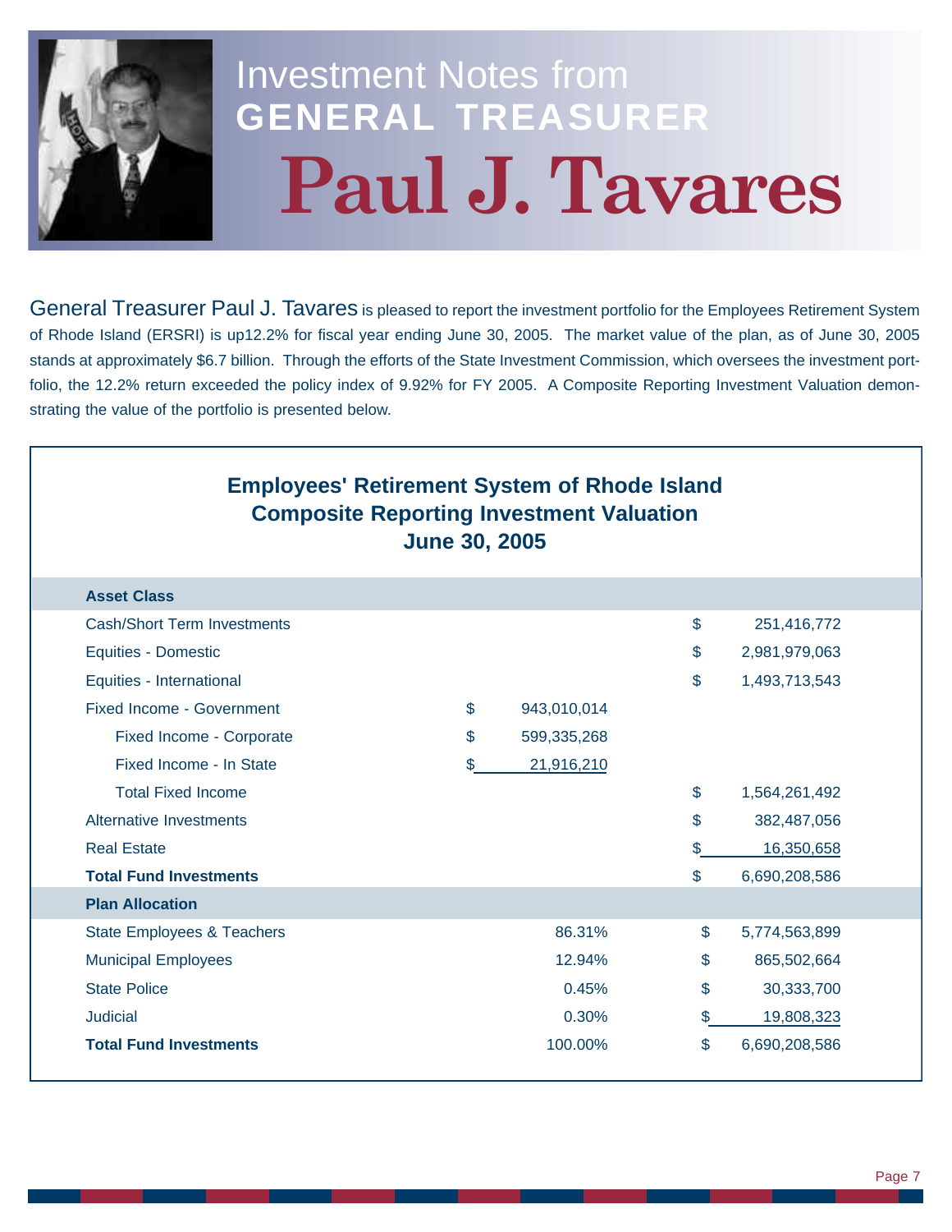# Investment Notes from GENERAL TREASURER Paul J. Tavares

General Treasurer Paul J. Tavares is pleased to report the investment portfolio for the Employees Retirement System of Rhode Island (ERSRI) is up12.2% for fiscal year ending June 30, 2005. The market value of the plan, as of June 30, 2005 stands at approximately $6.7 billion. Through the efforts of the State Investment Commission, which oversees the investment portfolio, the 12.2% return exceeded the policy index of 9.92% for FY 2005. A Composite Reporting Investment Valuation demonstrating the value of the portfolio is presented below.

## Employees' Retirement System of Rhode Island
## Composite Reporting Investment Valuation
## June 30, 2005

| Asset Class | | |
|---|---|---|
| Cash/Short Term Investments | | $ 251,416,772 |
| Equities - Domestic | | $ 2,981,979,063 |
| Equities - International | | $ 1,493,713,543 |
| Fixed Income - Government | $ 943,010,014 | |
| Fixed Income - Corporate | $ 599,335,268 | |
| Fixed Income - In State | $ 21,916,210 | |
| Total Fixed Income | | $ 1,564,261,492 |
| Alternative Investments | | $ 382,487,056 |
| Real Estate | | $ 16,350,658 |
| **Total Fund Investments** | | $ 6,690,208,586 |
| **Plan Allocation** | | |
| State Employees & Teachers | 86.31% | $ 5,774,563,899 |
| Municipal Employees | 12.94% | $ 865,502,664 |
| State Police | 0.45% | $ 30,333,700 |
| Judicial | 0.30% | $ 19,808,323 |
| **Total Fund Investments** | 100.00% | $ 6,690,208,586 |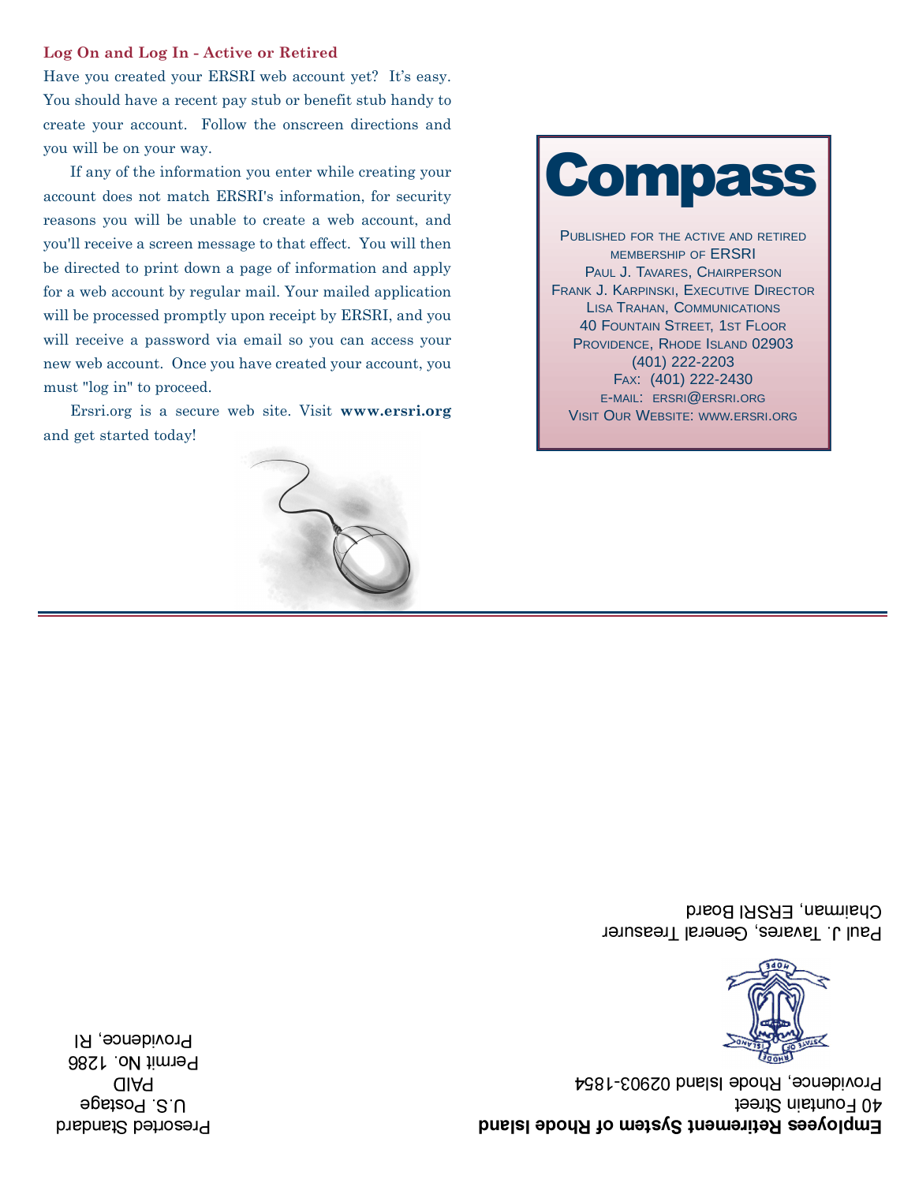### Log On and Log In - Active or Retired

Have you created your ERSRI web account yet? It's easy. You should have a recent pay stub or benefit stub handy to create your account. Follow the onscreen directions and you will be on your way.

If any of the information you enter while creating your account does not match ERSRI's information, for security reasons you will be unable to create a web account, and you'll receive a screen message to that effect. You will then be directed to print down a page of information and apply for a web account by regular mail. Your mailed application will be processed promptly upon receipt by ERSRI, and you will receive a password via email so you can access your new web account. Once you have created your account, you must "log in" to proceed.

Ersri.org is a secure web site. Visit **www.ersri.org** and get started today!

# Compass

PUBLISHED FOR THE ACTIVE AND RETIRED MEMBERSHIP OF ERSRI
PAUL J. TAVARES, CHAIRPERSON
FRANK J. KARPINSKI, EXECUTIVE DIRECTOR
LISA TRAHAN, COMMUNICATIONS
40 FOUNTAIN STREET, 1ST FLOOR
PROVIDENCE, RHODE ISLAND 02903
(401) 222-2203
FAX: (401) 222-2430
E-MAIL: ERSRI@ERSRI.ORG
VISIT OUR WEBSITE: WWW.ERSRI.ORG

Paul J. Tavares, General Treasurer
Chairman, ERSRI Board

**Employees Retirement System of Rhode Island**
40 Fountain Street
Providence, Rhode Island 02903-1854

Presorted Standard
U.S. Postage
PAID
Permit No. 1286
Providence, RI